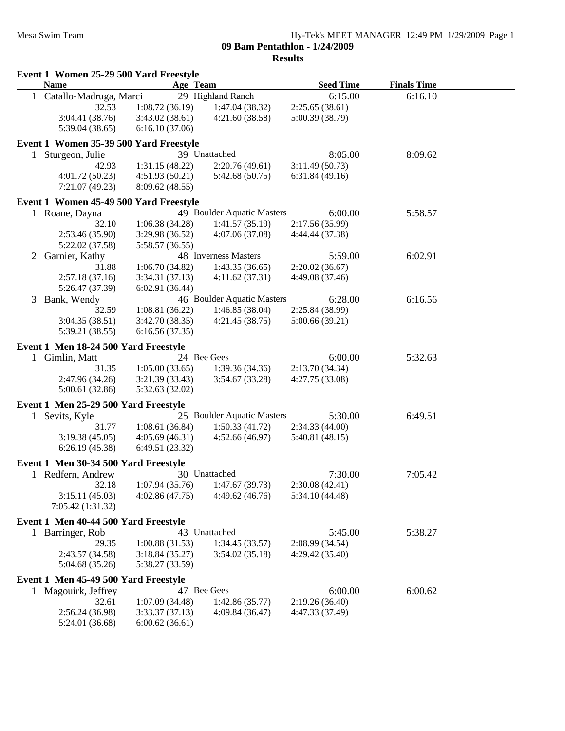Mesa Swim Team

# 09 Bam Pentathlon - 1/24/2009

## Results

### Event 1 Women 25-29 500 Yard Freestyle

| | Name | Age | Team | Seed Time | Finals Time |
|---|---|---|---|---|---|
| 1 | Catallo-Madruga, Marci | 29 | Highland Ranch | 6:15.00 | 6:16.10 |

32.53 | 1:08.72 (36.19) | 1:47.04 (38.32) | 2:25.65 (38.61)
3:04.41 (38.76) | 3:43.02 (38.61) | 4:21.60 (38.58) | 5:00.39 (38.79)
5:39.04 (38.65) | 6:16.10 (37.06)

### Event 1 Women 35-39 500 Yard Freestyle

| | Name | Age | Team | Seed Time | Finals Time |
|---|---|---|---|---|---|
| 1 | Sturgeon, Julie | 39 | Unattached | 8:05.00 | 8:09.62 |

42.93 | 1:31.15 (48.22) | 2:20.76 (49.61) | 3:11.49 (50.73)
4:01.72 (50.23) | 4:51.93 (50.21) | 5:42.68 (50.75) | 6:31.84 (49.16)
7:21.07 (49.23) | 8:09.62 (48.55)

### Event 1 Women 45-49 500 Yard Freestyle

| | Name | Age | Team | Seed Time | Finals Time |
|---|---|---|---|---|---|
| 1 | Roane, Dayna | 49 | Boulder Aquatic Masters | 6:00.00 | 5:58.57 |

32.10 | 1:06.38 (34.28) | 1:41.57 (35.19) | 2:17.56 (35.99)
2:53.46 (35.90) | 3:29.98 (36.52) | 4:07.06 (37.08) | 4:44.44 (37.38)
5:22.02 (37.58) | 5:58.57 (36.55)

| | Name | Age | Team | Seed Time | Finals Time |
|---|---|---|---|---|---|
| 2 | Garnier, Kathy | 48 | Inverness Masters | 5:59.00 | 6:02.91 |

31.88 | 1:06.70 (34.82) | 1:43.35 (36.65) | 2:20.02 (36.67)
2:57.18 (37.16) | 3:34.31 (37.13) | 4:11.62 (37.31) | 4:49.08 (37.46)
5:26.47 (37.39) | 6:02.91 (36.44)

| | Name | Age | Team | Seed Time | Finals Time |
|---|---|---|---|---|---|
| 3 | Bank, Wendy | 46 | Boulder Aquatic Masters | 6:28.00 | 6:16.56 |

32.59 | 1:08.81 (36.22) | 1:46.85 (38.04) | 2:25.84 (38.99)
3:04.35 (38.51) | 3:42.70 (38.35) | 4:21.45 (38.75) | 5:00.66 (39.21)
5:39.21 (38.55) | 6:16.56 (37.35)

### Event 1 Men 18-24 500 Yard Freestyle

| | Name | Age | Team | Seed Time | Finals Time |
|---|---|---|---|---|---|
| 1 | Gimlin, Matt | 24 | Bee Gees | 6:00.00 | 5:32.63 |

31.35 | 1:05.00 (33.65) | 1:39.36 (34.36) | 2:13.70 (34.34)
2:47.96 (34.26) | 3:21.39 (33.43) | 3:54.67 (33.28) | 4:27.75 (33.08)
5:00.61 (32.86) | 5:32.63 (32.02)

### Event 1 Men 25-29 500 Yard Freestyle

| | Name | Age | Team | Seed Time | Finals Time |
|---|---|---|---|---|---|
| 1 | Sevits, Kyle | 25 | Boulder Aquatic Masters | 5:30.00 | 6:49.51 |

31.77 | 1:08.61 (36.84) | 1:50.33 (41.72) | 2:34.33 (44.00)
3:19.38 (45.05) | 4:05.69 (46.31) | 4:52.66 (46.97) | 5:40.81 (48.15)
6:26.19 (45.38) | 6:49.51 (23.32)

### Event 1 Men 30-34 500 Yard Freestyle

| | Name | Age | Team | Seed Time | Finals Time |
|---|---|---|---|---|---|
| 1 | Redfern, Andrew | 30 | Unattached | 7:30.00 | 7:05.42 |

32.18 | 1:07.94 (35.76) | 1:47.67 (39.73) | 2:30.08 (42.41)
3:15.11 (45.03) | 4:02.86 (47.75) | 4:49.62 (46.76) | 5:34.10 (44.48)
7:05.42 (1:31.32)

### Event 1 Men 40-44 500 Yard Freestyle

| | Name | Age | Team | Seed Time | Finals Time |
|---|---|---|---|---|---|
| 1 | Barringer, Rob | 43 | Unattached | 5:45.00 | 5:38.27 |

29.35 | 1:00.88 (31.53) | 1:34.45 (33.57) | 2:08.99 (34.54)
2:43.57 (34.58) | 3:18.84 (35.27) | 3:54.02 (35.18) | 4:29.42 (35.40)
5:04.68 (35.26) | 5:38.27 (33.59)

### Event 1 Men 45-49 500 Yard Freestyle

| | Name | Age | Team | Seed Time | Finals Time |
|---|---|---|---|---|---|
| 1 | Magouirk, Jeffrey | 47 | Bee Gees | 6:00.00 | 6:00.62 |

32.61 | 1:07.09 (34.48) | 1:42.86 (35.77) | 2:19.26 (36.40)
2:56.24 (36.98) | 3:33.37 (37.13) | 4:09.84 (36.47) | 4:47.33 (37.49)
5:24.01 (36.68) | 6:00.62 (36.61)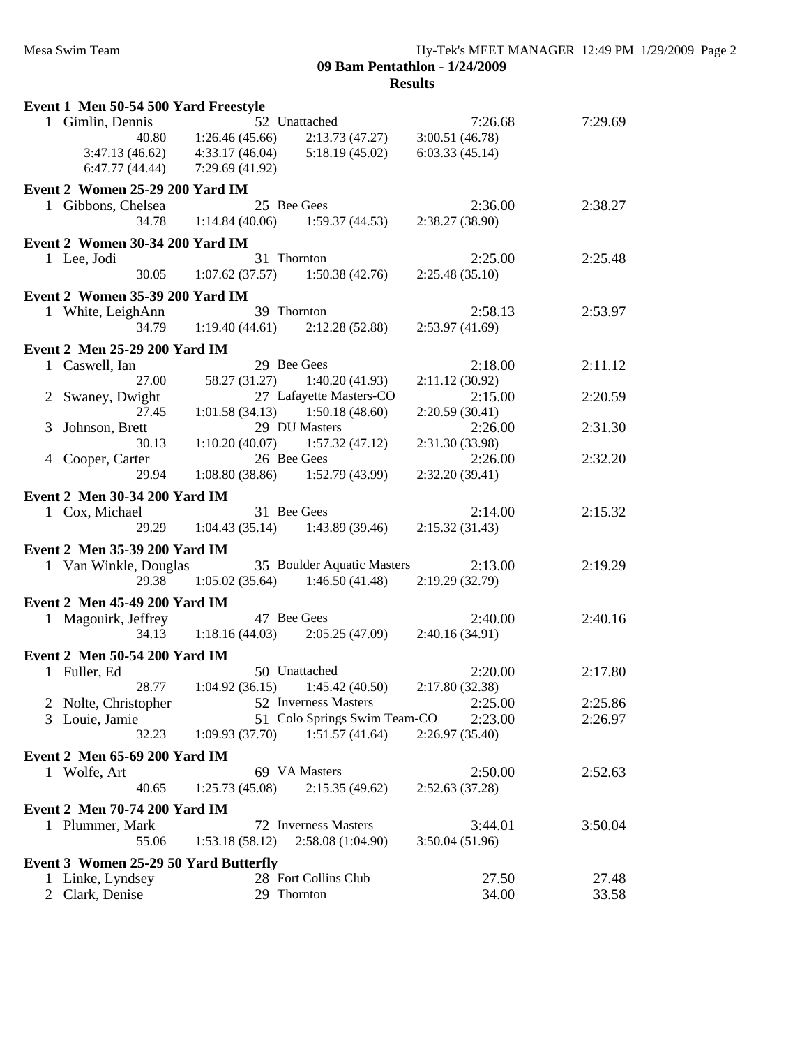**09 Bam Pentathlon - 1/24/2009**

**Results**

**Event 1 Men 50-54 500 Yard Freestyle**

```
  1 Gimlin, Dennis              52 Unattached                      7:26.68         7:29.69
             40.80    1:26.46 (45.66)    2:13.73 (47.27)    3:00.51 (46.78)
     3:47.13 (46.62)  4:33.17 (46.04)    5:18.19 (45.02)    6:03.33 (45.14)
     6:47.77 (44.44)  7:29.69 (41.92)
```

**Event 2 Women 25-29 200 Yard IM**

```
  1 Gibbons, Chelsea            25 Bee Gees                        2:36.00         2:38.27
             34.78    1:14.84 (40.06)    1:59.37 (44.53)    2:38.27 (38.90)
```

**Event 2 Women 30-34 200 Yard IM**

```
  1 Lee, Jodi                   31 Thornton                        2:25.00         2:25.48
             30.05    1:07.62 (37.57)    1:50.38 (42.76)    2:25.48 (35.10)
```

**Event 2 Women 35-39 200 Yard IM**

```
  1 White, LeighAnn             39 Thornton                        2:58.13         2:53.97
             34.79    1:19.40 (44.61)    2:12.28 (52.88)    2:53.97 (41.69)
```

**Event 2 Men 25-29 200 Yard IM**

```
  1 Caswell, Ian                29 Bee Gees                        2:18.00         2:11.12
             27.00      58.27 (31.27)    1:40.20 (41.93)    2:11.12 (30.92)
  2 Swaney, Dwight              27 Lafayette Masters-CO            2:15.00         2:20.59
             27.45    1:01.58 (34.13)    1:50.18 (48.60)    2:20.59 (30.41)
  3 Johnson, Brett              29 DU Masters                      2:26.00         2:31.30
             30.13    1:10.20 (40.07)    1:57.32 (47.12)    2:31.30 (33.98)
  4 Cooper, Carter              26 Bee Gees                        2:26.00         2:32.20
             29.94    1:08.80 (38.86)    1:52.79 (43.99)    2:32.20 (39.41)
```

**Event 2 Men 30-34 200 Yard IM**

```
  1 Cox, Michael                31 Bee Gees                        2:14.00         2:15.32
             29.29    1:04.43 (35.14)    1:43.89 (39.46)    2:15.32 (31.43)
```

**Event 2 Men 35-39 200 Yard IM**

```
  1 Van Winkle, Douglas         35 Boulder Aquatic Masters         2:13.00         2:19.29
             29.38    1:05.02 (35.64)    1:46.50 (41.48)    2:19.29 (32.79)
```

**Event 2 Men 45-49 200 Yard IM**

```
  1 Magouirk, Jeffrey           47 Bee Gees                        2:40.00         2:40.16
             34.13    1:18.16 (44.03)    2:05.25 (47.09)    2:40.16 (34.91)
```

**Event 2 Men 50-54 200 Yard IM**

```
  1 Fuller, Ed                  50 Unattached                      2:20.00         2:17.80
             28.77    1:04.92 (36.15)    1:45.42 (40.50)    2:17.80 (32.38)
  2 Nolte, Christopher          52 Inverness Masters               2:25.00         2:25.86
  3 Louie, Jamie                51 Colo Springs Swim Team-CO       2:23.00         2:26.97
             32.23    1:09.93 (37.70)    1:51.57 (41.64)    2:26.97 (35.40)
```

**Event 2 Men 65-69 200 Yard IM**

```
  1 Wolfe, Art                  69 VA Masters                      2:50.00         2:52.63
             40.65    1:25.73 (45.08)    2:15.35 (49.62)    2:52.63 (37.28)
```

**Event 2 Men 70-74 200 Yard IM**

```
  1 Plummer, Mark               72 Inverness Masters               3:44.01         3:50.04
             55.06    1:53.18 (58.12)    2:58.08 (1:04.90)  3:50.04 (51.96)
```

**Event 3 Women 25-29 50 Yard Butterfly**

```
  1 Linke, Lyndsey              28 Fort Collins Club                 27.50           27.48
  2 Clark, Denise               29 Thornton                          34.00           33.58
```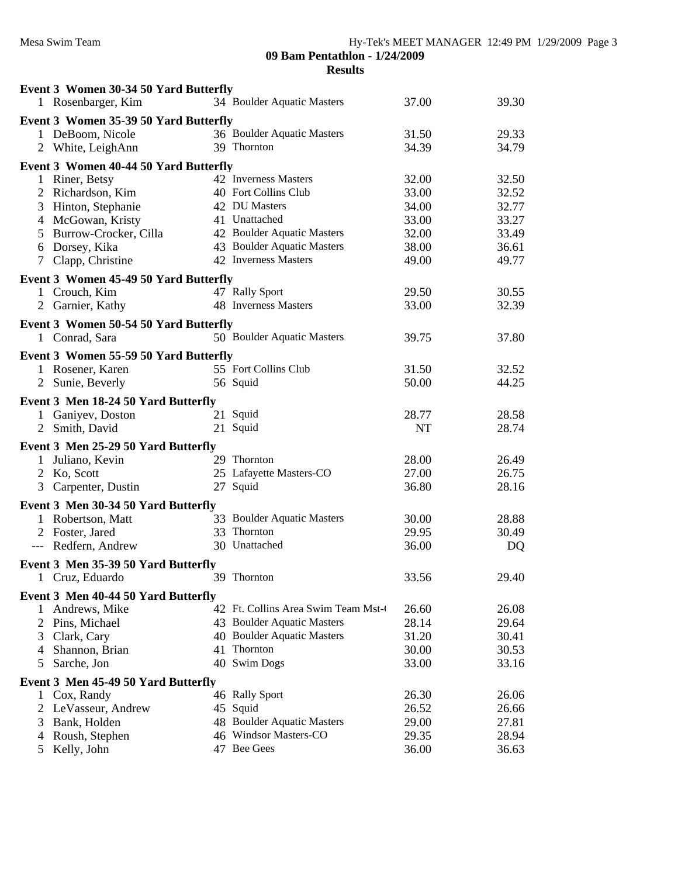# 09 Bam Pentathlon - 1/24/2009

## Results

### Event 3 Women 30-34 50 Yard Butterfly

| Place | Name | Age | Team | Seed | Finals |
|---|---|---|---|---|---|
| 1 | Rosenbarger, Kim | 34 | Boulder Aquatic Masters | 37.00 | 39.30 |

### Event 3 Women 35-39 50 Yard Butterfly

| Place | Name | Age | Team | Seed | Finals |
|---|---|---|---|---|---|
| 1 | DeBoom, Nicole | 36 | Boulder Aquatic Masters | 31.50 | 29.33 |
| 2 | White, LeighAnn | 39 | Thornton | 34.39 | 34.79 |

### Event 3 Women 40-44 50 Yard Butterfly

| Place | Name | Age | Team | Seed | Finals |
|---|---|---|---|---|---|
| 1 | Riner, Betsy | 42 | Inverness Masters | 32.00 | 32.50 |
| 2 | Richardson, Kim | 40 | Fort Collins Club | 33.00 | 32.52 |
| 3 | Hinton, Stephanie | 42 | DU Masters | 34.00 | 32.77 |
| 4 | McGowan, Kristy | 41 | Unattached | 33.00 | 33.27 |
| 5 | Burrow-Crocker, Cilla | 42 | Boulder Aquatic Masters | 32.00 | 33.49 |
| 6 | Dorsey, Kika | 43 | Boulder Aquatic Masters | 38.00 | 36.61 |
| 7 | Clapp, Christine | 42 | Inverness Masters | 49.00 | 49.77 |

### Event 3 Women 45-49 50 Yard Butterfly

| Place | Name | Age | Team | Seed | Finals |
|---|---|---|---|---|---|
| 1 | Crouch, Kim | 47 | Rally Sport | 29.50 | 30.55 |
| 2 | Garnier, Kathy | 48 | Inverness Masters | 33.00 | 32.39 |

### Event 3 Women 50-54 50 Yard Butterfly

| Place | Name | Age | Team | Seed | Finals |
|---|---|---|---|---|---|
| 1 | Conrad, Sara | 50 | Boulder Aquatic Masters | 39.75 | 37.80 |

### Event 3 Women 55-59 50 Yard Butterfly

| Place | Name | Age | Team | Seed | Finals |
|---|---|---|---|---|---|
| 1 | Rosener, Karen | 55 | Fort Collins Club | 31.50 | 32.52 |
| 2 | Sunie, Beverly | 56 | Squid | 50.00 | 44.25 |

### Event 3 Men 18-24 50 Yard Butterfly

| Place | Name | Age | Team | Seed | Finals |
|---|---|---|---|---|---|
| 1 | Ganiyev, Doston | 21 | Squid | 28.77 | 28.58 |
| 2 | Smith, David | 21 | Squid | NT | 28.74 |

### Event 3 Men 25-29 50 Yard Butterfly

| Place | Name | Age | Team | Seed | Finals |
|---|---|---|---|---|---|
| 1 | Juliano, Kevin | 29 | Thornton | 28.00 | 26.49 |
| 2 | Ko, Scott | 25 | Lafayette Masters-CO | 27.00 | 26.75 |
| 3 | Carpenter, Dustin | 27 | Squid | 36.80 | 28.16 |

### Event 3 Men 30-34 50 Yard Butterfly

| Place | Name | Age | Team | Seed | Finals |
|---|---|---|---|---|---|
| 1 | Robertson, Matt | 33 | Boulder Aquatic Masters | 30.00 | 28.88 |
| 2 | Foster, Jared | 33 | Thornton | 29.95 | 30.49 |
| --- | Redfern, Andrew | 30 | Unattached | 36.00 | DQ |

### Event 3 Men 35-39 50 Yard Butterfly

| Place | Name | Age | Team | Seed | Finals |
|---|---|---|---|---|---|
| 1 | Cruz, Eduardo | 39 | Thornton | 33.56 | 29.40 |

### Event 3 Men 40-44 50 Yard Butterfly

| Place | Name | Age | Team | Seed | Finals |
|---|---|---|---|---|---|
| 1 | Andrews, Mike | 42 | Ft. Collins Area Swim Team Mst-( | 26.60 | 26.08 |
| 2 | Pins, Michael | 43 | Boulder Aquatic Masters | 28.14 | 29.64 |
| 3 | Clark, Cary | 40 | Boulder Aquatic Masters | 31.20 | 30.41 |
| 4 | Shannon, Brian | 41 | Thornton | 30.00 | 30.53 |
| 5 | Sarche, Jon | 40 | Swim Dogs | 33.00 | 33.16 |

### Event 3 Men 45-49 50 Yard Butterfly

| Place | Name | Age | Team | Seed | Finals |
|---|---|---|---|---|---|
| 1 | Cox, Randy | 46 | Rally Sport | 26.30 | 26.06 |
| 2 | LeVasseur, Andrew | 45 | Squid | 26.52 | 26.66 |
| 3 | Bank, Holden | 48 | Boulder Aquatic Masters | 29.00 | 27.81 |
| 4 | Roush, Stephen | 46 | Windsor Masters-CO | 29.35 | 28.94 |
| 5 | Kelly, John | 47 | Bee Gees | 36.00 | 36.63 |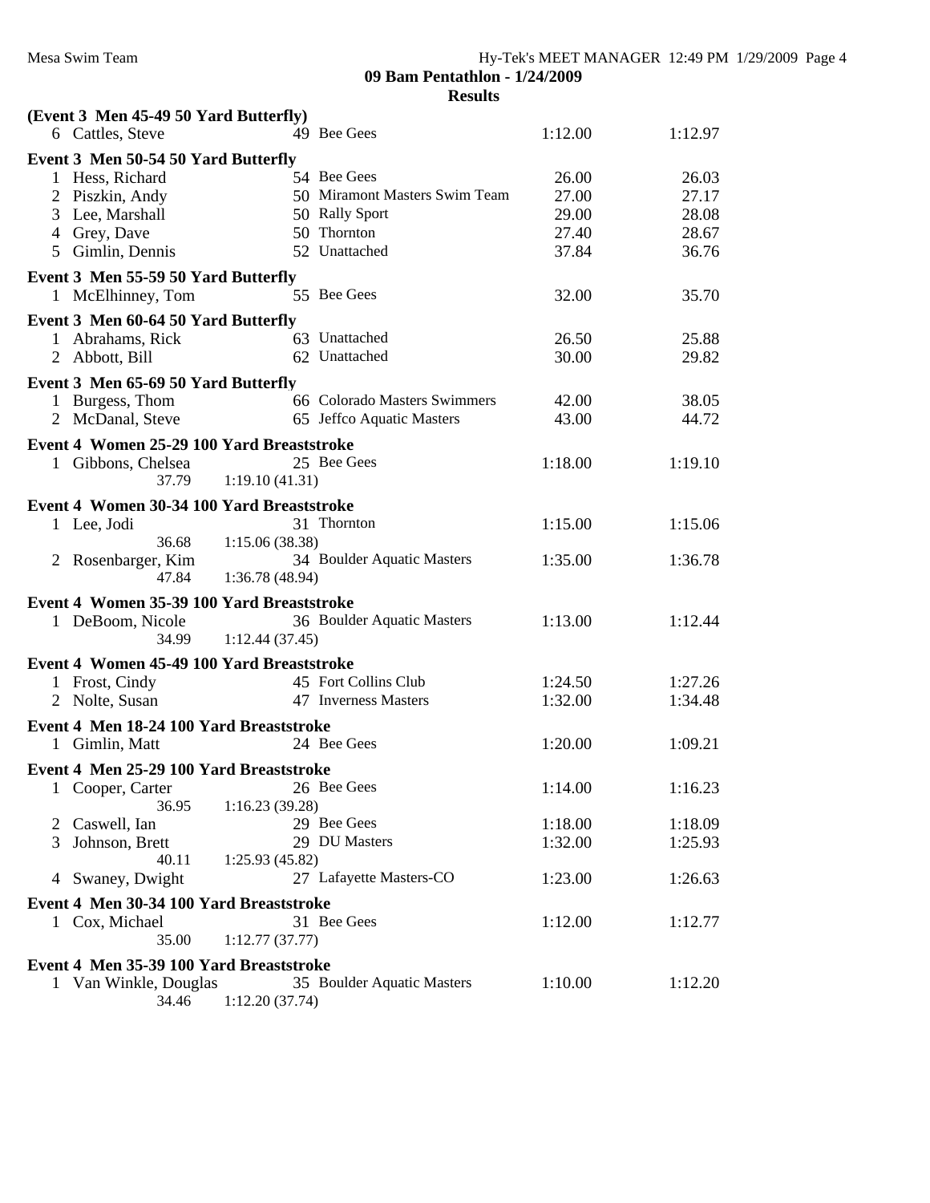## 09 Bam Pentathlon - 1/24/2009

### Results

**(Event 3 Men 45-49 50 Yard Butterfly)**

| Place | Name | Age | Team | Seed Time | Finals Time |
|---|---|---|---|---|---|
| 6 | Cattles, Steve | 49 | Bee Gees | 1:12.00 | 1:12.97 |

**Event 3 Men 50-54 50 Yard Butterfly**

| Place | Name | Age | Team | Seed Time | Finals Time |
|---|---|---|---|---|---|
| 1 | Hess, Richard | 54 | Bee Gees | 26.00 | 26.03 |
| 2 | Piszkin, Andy | 50 | Miramont Masters Swim Team | 27.00 | 27.17 |
| 3 | Lee, Marshall | 50 | Rally Sport | 29.00 | 28.08 |
| 4 | Grey, Dave | 50 | Thornton | 27.40 | 28.67 |
| 5 | Gimlin, Dennis | 52 | Unattached | 37.84 | 36.76 |

**Event 3 Men 55-59 50 Yard Butterfly**

| Place | Name | Age | Team | Seed Time | Finals Time |
|---|---|---|---|---|---|
| 1 | McElhinney, Tom | 55 | Bee Gees | 32.00 | 35.70 |

**Event 3 Men 60-64 50 Yard Butterfly**

| Place | Name | Age | Team | Seed Time | Finals Time |
|---|---|---|---|---|---|
| 1 | Abrahams, Rick | 63 | Unattached | 26.50 | 25.88 |
| 2 | Abbott, Bill | 62 | Unattached | 30.00 | 29.82 |

**Event 3 Men 65-69 50 Yard Butterfly**

| Place | Name | Age | Team | Seed Time | Finals Time |
|---|---|---|---|---|---|
| 1 | Burgess, Thom | 66 | Colorado Masters Swimmers | 42.00 | 38.05 |
| 2 | McDanal, Steve | 65 | Jeffco Aquatic Masters | 43.00 | 44.72 |

**Event 4 Women 25-29 100 Yard Breaststroke**

| Place | Name | Age | Team | Seed Time | Finals Time |
|---|---|---|---|---|---|
| 1 | Gibbons, Chelsea | 25 | Bee Gees | 1:18.00 | 1:19.10 |
| | 37.79 | | 1:19.10 (41.31) | | |

**Event 4 Women 30-34 100 Yard Breaststroke**

| Place | Name | Age | Team | Seed Time | Finals Time |
|---|---|---|---|---|---|
| 1 | Lee, Jodi | 31 | Thornton | 1:15.00 | 1:15.06 |
| | 36.68 | | 1:15.06 (38.38) | | |
| 2 | Rosenbarger, Kim | 34 | Boulder Aquatic Masters | 1:35.00 | 1:36.78 |
| | 47.84 | | 1:36.78 (48.94) | | |

**Event 4 Women 35-39 100 Yard Breaststroke**

| Place | Name | Age | Team | Seed Time | Finals Time |
|---|---|---|---|---|---|
| 1 | DeBoom, Nicole | 36 | Boulder Aquatic Masters | 1:13.00 | 1:12.44 |
| | 34.99 | | 1:12.44 (37.45) | | |

**Event 4 Women 45-49 100 Yard Breaststroke**

| Place | Name | Age | Team | Seed Time | Finals Time |
|---|---|---|---|---|---|
| 1 | Frost, Cindy | 45 | Fort Collins Club | 1:24.50 | 1:27.26 |
| 2 | Nolte, Susan | 47 | Inverness Masters | 1:32.00 | 1:34.48 |

**Event 4 Men 18-24 100 Yard Breaststroke**

| Place | Name | Age | Team | Seed Time | Finals Time |
|---|---|---|---|---|---|
| 1 | Gimlin, Matt | 24 | Bee Gees | 1:20.00 | 1:09.21 |

**Event 4 Men 25-29 100 Yard Breaststroke**

| Place | Name | Age | Team | Seed Time | Finals Time |
|---|---|---|---|---|---|
| 1 | Cooper, Carter | 26 | Bee Gees | 1:14.00 | 1:16.23 |
| | 36.95 | | 1:16.23 (39.28) | | |
| 2 | Caswell, Ian | 29 | Bee Gees | 1:18.00 | 1:18.09 |
| 3 | Johnson, Brett | 29 | DU Masters | 1:32.00 | 1:25.93 |
| | 40.11 | | 1:25.93 (45.82) | | |
| 4 | Swaney, Dwight | 27 | Lafayette Masters-CO | 1:23.00 | 1:26.63 |

**Event 4 Men 30-34 100 Yard Breaststroke**

| Place | Name | Age | Team | Seed Time | Finals Time |
|---|---|---|---|---|---|
| 1 | Cox, Michael | 31 | Bee Gees | 1:12.00 | 1:12.77 |
| | 35.00 | | 1:12.77 (37.77) | | |

**Event 4 Men 35-39 100 Yard Breaststroke**

| Place | Name | Age | Team | Seed Time | Finals Time |
|---|---|---|---|---|---|
| 1 | Van Winkle, Douglas | 35 | Boulder Aquatic Masters | 1:10.00 | 1:12.20 |
| | 34.46 | | 1:12.20 (37.74) | | |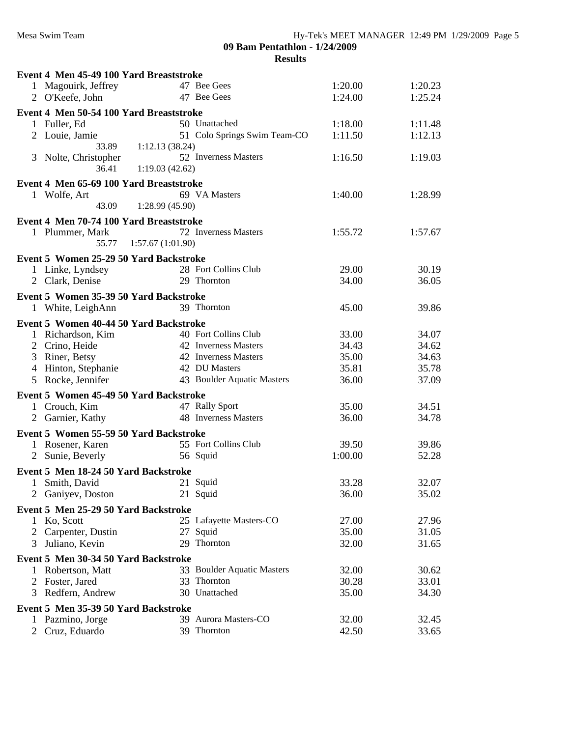## 09 Bam Pentathlon - 1/24/2009

### Results

**Event 4 Men 45-49 100 Yard Breaststroke**

| Place | Name | Age | Team | Seed Time | Finals Time |
|---|---|---|---|---|---|
| 1 | Magouirk, Jeffrey | 47 | Bee Gees | 1:20.00 | 1:20.23 |
| 2 | O'Keefe, John | 47 | Bee Gees | 1:24.00 | 1:25.24 |

**Event 4 Men 50-54 100 Yard Breaststroke**

| Place | Name | Age | Team | Seed Time | Finals Time |
|---|---|---|---|---|---|
| 1 | Fuller, Ed | 50 | Unattached | 1:18.00 | 1:11.48 |
| 2 | Louie, Jamie | 51 | Colo Springs Swim Team-CO | 1:11.50 | 1:12.13 |
| | 33.89 &nbsp; 1:12.13 (38.24) | | | | |
| 3 | Nolte, Christopher | 52 | Inverness Masters | 1:16.50 | 1:19.03 |
| | 36.41 &nbsp; 1:19.03 (42.62) | | | | |

**Event 4 Men 65-69 100 Yard Breaststroke**

| Place | Name | Age | Team | Seed Time | Finals Time |
|---|---|---|---|---|---|
| 1 | Wolfe, Art | 69 | VA Masters | 1:40.00 | 1:28.99 |
| | 43.09 &nbsp; 1:28.99 (45.90) | | | | |

**Event 4 Men 70-74 100 Yard Breaststroke**

| Place | Name | Age | Team | Seed Time | Finals Time |
|---|---|---|---|---|---|
| 1 | Plummer, Mark | 72 | Inverness Masters | 1:55.72 | 1:57.67 |
| | 55.77 &nbsp; 1:57.67 (1:01.90) | | | | |

**Event 5 Women 25-29 50 Yard Backstroke**

| Place | Name | Age | Team | Seed Time | Finals Time |
|---|---|---|---|---|---|
| 1 | Linke, Lyndsey | 28 | Fort Collins Club | 29.00 | 30.19 |
| 2 | Clark, Denise | 29 | Thornton | 34.00 | 36.05 |

**Event 5 Women 35-39 50 Yard Backstroke**

| Place | Name | Age | Team | Seed Time | Finals Time |
|---|---|---|---|---|---|
| 1 | White, LeighAnn | 39 | Thornton | 45.00 | 39.86 |

**Event 5 Women 40-44 50 Yard Backstroke**

| Place | Name | Age | Team | Seed Time | Finals Time |
|---|---|---|---|---|---|
| 1 | Richardson, Kim | 40 | Fort Collins Club | 33.00 | 34.07 |
| 2 | Crino, Heide | 42 | Inverness Masters | 34.43 | 34.62 |
| 3 | Riner, Betsy | 42 | Inverness Masters | 35.00 | 34.63 |
| 4 | Hinton, Stephanie | 42 | DU Masters | 35.81 | 35.78 |
| 5 | Rocke, Jennifer | 43 | Boulder Aquatic Masters | 36.00 | 37.09 |

**Event 5 Women 45-49 50 Yard Backstroke**

| Place | Name | Age | Team | Seed Time | Finals Time |
|---|---|---|---|---|---|
| 1 | Crouch, Kim | 47 | Rally Sport | 35.00 | 34.51 |
| 2 | Garnier, Kathy | 48 | Inverness Masters | 36.00 | 34.78 |

**Event 5 Women 55-59 50 Yard Backstroke**

| Place | Name | Age | Team | Seed Time | Finals Time |
|---|---|---|---|---|---|
| 1 | Rosener, Karen | 55 | Fort Collins Club | 39.50 | 39.86 |
| 2 | Sunie, Beverly | 56 | Squid | 1:00.00 | 52.28 |

**Event 5 Men 18-24 50 Yard Backstroke**

| Place | Name | Age | Team | Seed Time | Finals Time |
|---|---|---|---|---|---|
| 1 | Smith, David | 21 | Squid | 33.28 | 32.07 |
| 2 | Ganiyev, Doston | 21 | Squid | 36.00 | 35.02 |

**Event 5 Men 25-29 50 Yard Backstroke**

| Place | Name | Age | Team | Seed Time | Finals Time |
|---|---|---|---|---|---|
| 1 | Ko, Scott | 25 | Lafayette Masters-CO | 27.00 | 27.96 |
| 2 | Carpenter, Dustin | 27 | Squid | 35.00 | 31.05 |
| 3 | Juliano, Kevin | 29 | Thornton | 32.00 | 31.65 |

**Event 5 Men 30-34 50 Yard Backstroke**

| Place | Name | Age | Team | Seed Time | Finals Time |
|---|---|---|---|---|---|
| 1 | Robertson, Matt | 33 | Boulder Aquatic Masters | 32.00 | 30.62 |
| 2 | Foster, Jared | 33 | Thornton | 30.28 | 33.01 |
| 3 | Redfern, Andrew | 30 | Unattached | 35.00 | 34.30 |

**Event 5 Men 35-39 50 Yard Backstroke**

| Place | Name | Age | Team | Seed Time | Finals Time |
|---|---|---|---|---|---|
| 1 | Pazmino, Jorge | 39 | Aurora Masters-CO | 32.00 | 32.45 |
| 2 | Cruz, Eduardo | 39 | Thornton | 42.50 | 33.65 |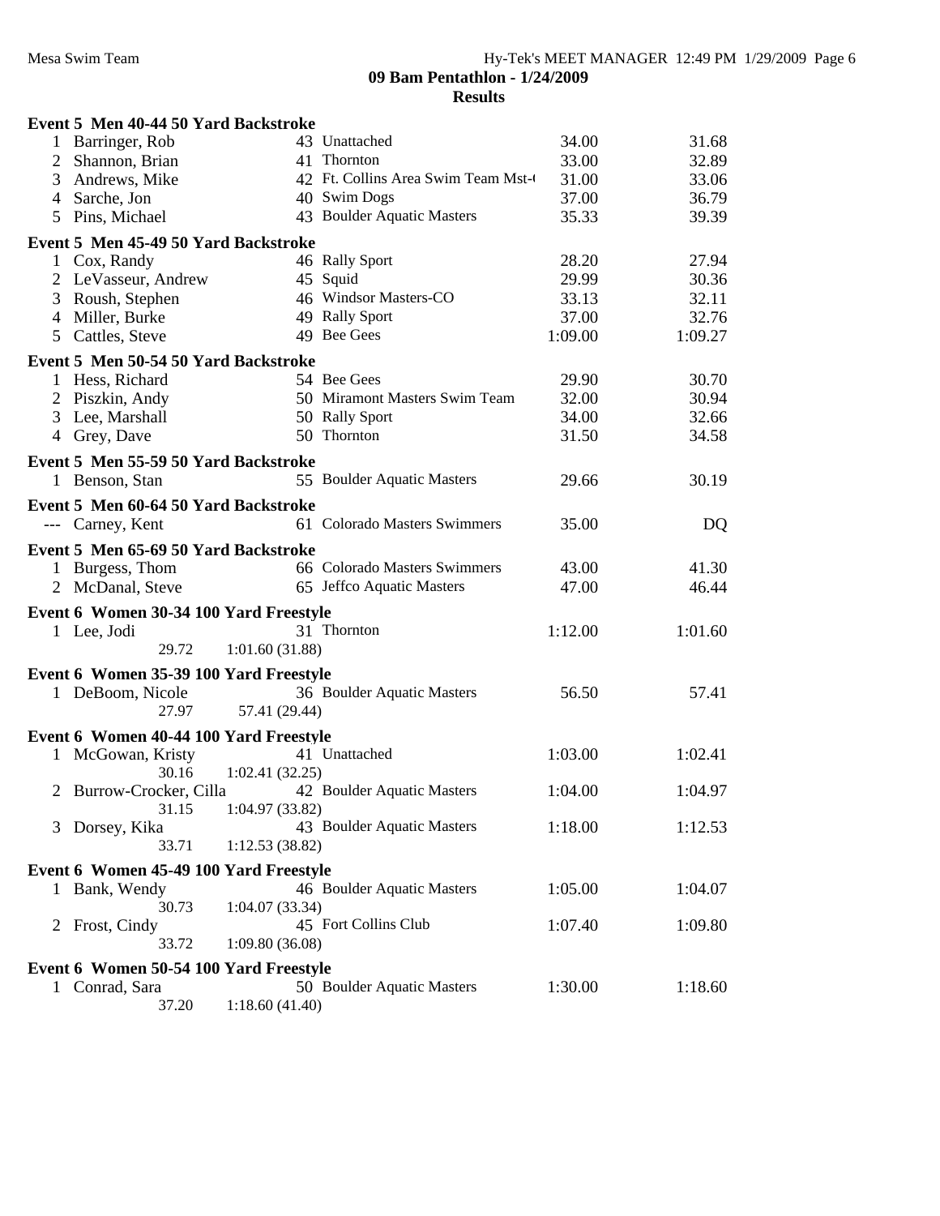**09 Bam Pentathlon - 1/24/2009**

**Results**

**Event 5 Men 40-44 50 Yard Backstroke**

| | Name | Age | Team | Seed Time | Finals Time |
|---|---|---|---|---|---|
| 1 | Barringer, Rob | 43 | Unattached | 34.00 | 31.68 |
| 2 | Shannon, Brian | 41 | Thornton | 33.00 | 32.89 |
| 3 | Andrews, Mike | 42 | Ft. Collins Area Swim Team Mst-( | 31.00 | 33.06 |
| 4 | Sarche, Jon | 40 | Swim Dogs | 37.00 | 36.79 |
| 5 | Pins, Michael | 43 | Boulder Aquatic Masters | 35.33 | 39.39 |

**Event 5 Men 45-49 50 Yard Backstroke**

| | Name | Age | Team | Seed Time | Finals Time |
|---|---|---|---|---|---|
| 1 | Cox, Randy | 46 | Rally Sport | 28.20 | 27.94 |
| 2 | LeVasseur, Andrew | 45 | Squid | 29.99 | 30.36 |
| 3 | Roush, Stephen | 46 | Windsor Masters-CO | 33.13 | 32.11 |
| 4 | Miller, Burke | 49 | Rally Sport | 37.00 | 32.76 |
| 5 | Cattles, Steve | 49 | Bee Gees | 1:09.00 | 1:09.27 |

**Event 5 Men 50-54 50 Yard Backstroke**

| | Name | Age | Team | Seed Time | Finals Time |
|---|---|---|---|---|---|
| 1 | Hess, Richard | 54 | Bee Gees | 29.90 | 30.70 |
| 2 | Piszkin, Andy | 50 | Miramont Masters Swim Team | 32.00 | 30.94 |
| 3 | Lee, Marshall | 50 | Rally Sport | 34.00 | 32.66 |
| 4 | Grey, Dave | 50 | Thornton | 31.50 | 34.58 |

**Event 5 Men 55-59 50 Yard Backstroke**

| | Name | Age | Team | Seed Time | Finals Time |
|---|---|---|---|---|---|
| 1 | Benson, Stan | 55 | Boulder Aquatic Masters | 29.66 | 30.19 |

**Event 5 Men 60-64 50 Yard Backstroke**

| | Name | Age | Team | Seed Time | Finals Time |
|---|---|---|---|---|---|
| --- | Carney, Kent | 61 | Colorado Masters Swimmers | 35.00 | DQ |

**Event 5 Men 65-69 50 Yard Backstroke**

| | Name | Age | Team | Seed Time | Finals Time |
|---|---|---|---|---|---|
| 1 | Burgess, Thom | 66 | Colorado Masters Swimmers | 43.00 | 41.30 |
| 2 | McDanal, Steve | 65 | Jeffco Aquatic Masters | 47.00 | 46.44 |

**Event 6 Women 30-34 100 Yard Freestyle**

| | Name | Age | Team | Seed Time | Finals Time |
|---|---|---|---|---|---|
| 1 | Lee, Jodi | 31 | Thornton | 1:12.00 | 1:01.60 |
| | 29.72 | 1:01.60 (31.88) | | | |

**Event 6 Women 35-39 100 Yard Freestyle**

| | Name | Age | Team | Seed Time | Finals Time |
|---|---|---|---|---|---|
| 1 | DeBoom, Nicole | 36 | Boulder Aquatic Masters | 56.50 | 57.41 |
| | 27.97 | 57.41 (29.44) | | | |

**Event 6 Women 40-44 100 Yard Freestyle**

| | Name | Age | Team | Seed Time | Finals Time |
|---|---|---|---|---|---|
| 1 | McGowan, Kristy | 41 | Unattached | 1:03.00 | 1:02.41 |
| | 30.16 | 1:02.41 (32.25) | | | |
| 2 | Burrow-Crocker, Cilla | 42 | Boulder Aquatic Masters | 1:04.00 | 1:04.97 |
| | 31.15 | 1:04.97 (33.82) | | | |
| 3 | Dorsey, Kika | 43 | Boulder Aquatic Masters | 1:18.00 | 1:12.53 |
| | 33.71 | 1:12.53 (38.82) | | | |

**Event 6 Women 45-49 100 Yard Freestyle**

| | Name | Age | Team | Seed Time | Finals Time |
|---|---|---|---|---|---|
| 1 | Bank, Wendy | 46 | Boulder Aquatic Masters | 1:05.00 | 1:04.07 |
| | 30.73 | 1:04.07 (33.34) | | | |
| 2 | Frost, Cindy | 45 | Fort Collins Club | 1:07.40 | 1:09.80 |
| | 33.72 | 1:09.80 (36.08) | | | |

**Event 6 Women 50-54 100 Yard Freestyle**

| | Name | Age | Team | Seed Time | Finals Time |
|---|---|---|---|---|---|
| 1 | Conrad, Sara | 50 | Boulder Aquatic Masters | 1:30.00 | 1:18.60 |
| | 37.20 | 1:18.60 (41.40) | | | |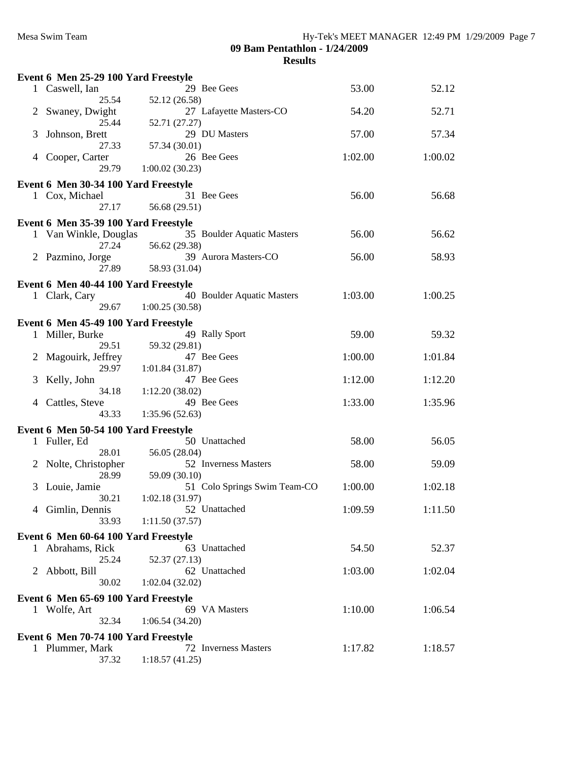## 09 Bam Pentathlon - 1/24/2009

### Results

**Event 6 Men 25-29 100 Yard Freestyle**

| Place | Name | Age | Team | Seed Time | Finals Time |
|---|---|---|---|---|---|
| 1 | Caswell, Ian | 29 | Bee Gees | 53.00 | 52.12 |
| | 25.54 | 52.12 (26.58) | | | |
| 2 | Swaney, Dwight | 27 | Lafayette Masters-CO | 54.20 | 52.71 |
| | 25.44 | 52.71 (27.27) | | | |
| 3 | Johnson, Brett | 29 | DU Masters | 57.00 | 57.34 |
| | 27.33 | 57.34 (30.01) | | | |
| 4 | Cooper, Carter | 26 | Bee Gees | 1:02.00 | 1:00.02 |
| | 29.79 | 1:00.02 (30.23) | | | |

**Event 6 Men 30-34 100 Yard Freestyle**

| Place | Name | Age | Team | Seed Time | Finals Time |
|---|---|---|---|---|---|
| 1 | Cox, Michael | 31 | Bee Gees | 56.00 | 56.68 |
| | 27.17 | 56.68 (29.51) | | | |

**Event 6 Men 35-39 100 Yard Freestyle**

| Place | Name | Age | Team | Seed Time | Finals Time |
|---|---|---|---|---|---|
| 1 | Van Winkle, Douglas | 35 | Boulder Aquatic Masters | 56.00 | 56.62 |
| | 27.24 | 56.62 (29.38) | | | |
| 2 | Pazmino, Jorge | 39 | Aurora Masters-CO | 56.00 | 58.93 |
| | 27.89 | 58.93 (31.04) | | | |

**Event 6 Men 40-44 100 Yard Freestyle**

| Place | Name | Age | Team | Seed Time | Finals Time |
|---|---|---|---|---|---|
| 1 | Clark, Cary | 40 | Boulder Aquatic Masters | 1:03.00 | 1:00.25 |
| | 29.67 | 1:00.25 (30.58) | | | |

**Event 6 Men 45-49 100 Yard Freestyle**

| Place | Name | Age | Team | Seed Time | Finals Time |
|---|---|---|---|---|---|
| 1 | Miller, Burke | 49 | Rally Sport | 59.00 | 59.32 |
| | 29.51 | 59.32 (29.81) | | | |
| 2 | Magouirk, Jeffrey | 47 | Bee Gees | 1:00.00 | 1:01.84 |
| | 29.97 | 1:01.84 (31.87) | | | |
| 3 | Kelly, John | 47 | Bee Gees | 1:12.00 | 1:12.20 |
| | 34.18 | 1:12.20 (38.02) | | | |
| 4 | Cattles, Steve | 49 | Bee Gees | 1:33.00 | 1:35.96 |
| | 43.33 | 1:35.96 (52.63) | | | |

**Event 6 Men 50-54 100 Yard Freestyle**

| Place | Name | Age | Team | Seed Time | Finals Time |
|---|---|---|---|---|---|
| 1 | Fuller, Ed | 50 | Unattached | 58.00 | 56.05 |
| | 28.01 | 56.05 (28.04) | | | |
| 2 | Nolte, Christopher | 52 | Inverness Masters | 58.00 | 59.09 |
| | 28.99 | 59.09 (30.10) | | | |
| 3 | Louie, Jamie | 51 | Colo Springs Swim Team-CO | 1:00.00 | 1:02.18 |
| | 30.21 | 1:02.18 (31.97) | | | |
| 4 | Gimlin, Dennis | 52 | Unattached | 1:09.59 | 1:11.50 |
| | 33.93 | 1:11.50 (37.57) | | | |

**Event 6 Men 60-64 100 Yard Freestyle**

| Place | Name | Age | Team | Seed Time | Finals Time |
|---|---|---|---|---|---|
| 1 | Abrahams, Rick | 63 | Unattached | 54.50 | 52.37 |
| | 25.24 | 52.37 (27.13) | | | |
| 2 | Abbott, Bill | 62 | Unattached | 1:03.00 | 1:02.04 |
| | 30.02 | 1:02.04 (32.02) | | | |

**Event 6 Men 65-69 100 Yard Freestyle**

| Place | Name | Age | Team | Seed Time | Finals Time |
|---|---|---|---|---|---|
| 1 | Wolfe, Art | 69 | VA Masters | 1:10.00 | 1:06.54 |
| | 32.34 | 1:06.54 (34.20) | | | |

**Event 6 Men 70-74 100 Yard Freestyle**

| Place | Name | Age | Team | Seed Time | Finals Time |
|---|---|---|---|---|---|
| 1 | Plummer, Mark | 72 | Inverness Masters | 1:17.82 | 1:18.57 |
| | 37.32 | 1:18.57 (41.25) | | | |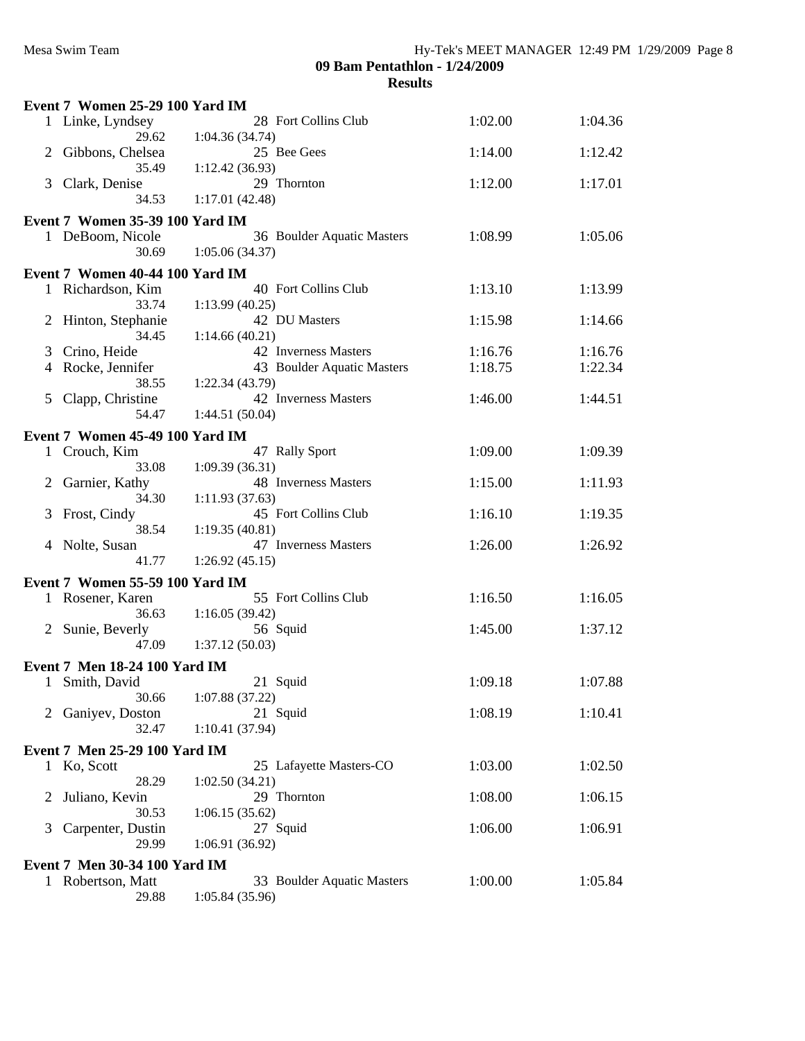# 09 Bam Pentathlon - 1/24/2009

## Results

### Event 7 Women 25-29 100 Yard IM

| Place | Name | Age | Team | Seed Time | Finals Time |
|---|---|---|---|---|---|
| 1 | Linke, Lyndsey | 28 | Fort Collins Club | 1:02.00 | 1:04.36 |
| | 29.62 | 1:04.36 (34.74) | | | |
| 2 | Gibbons, Chelsea | 25 | Bee Gees | 1:14.00 | 1:12.42 |
| | 35.49 | 1:12.42 (36.93) | | | |
| 3 | Clark, Denise | 29 | Thornton | 1:12.00 | 1:17.01 |
| | 34.53 | 1:17.01 (42.48) | | | |

### Event 7 Women 35-39 100 Yard IM

| Place | Name | Age | Team | Seed Time | Finals Time |
|---|---|---|---|---|---|
| 1 | DeBoom, Nicole | 36 | Boulder Aquatic Masters | 1:08.99 | 1:05.06 |
| | 30.69 | 1:05.06 (34.37) | | | |

### Event 7 Women 40-44 100 Yard IM

| Place | Name | Age | Team | Seed Time | Finals Time |
|---|---|---|---|---|---|
| 1 | Richardson, Kim | 40 | Fort Collins Club | 1:13.10 | 1:13.99 |
| | 33.74 | 1:13.99 (40.25) | | | |
| 2 | Hinton, Stephanie | 42 | DU Masters | 1:15.98 | 1:14.66 |
| | 34.45 | 1:14.66 (40.21) | | | |
| 3 | Crino, Heide | 42 | Inverness Masters | 1:16.76 | 1:16.76 |
| 4 | Rocke, Jennifer | 43 | Boulder Aquatic Masters | 1:18.75 | 1:22.34 |
| | 38.55 | 1:22.34 (43.79) | | | |
| 5 | Clapp, Christine | 42 | Inverness Masters | 1:46.00 | 1:44.51 |
| | 54.47 | 1:44.51 (50.04) | | | |

### Event 7 Women 45-49 100 Yard IM

| Place | Name | Age | Team | Seed Time | Finals Time |
|---|---|---|---|---|---|
| 1 | Crouch, Kim | 47 | Rally Sport | 1:09.00 | 1:09.39 |
| | 33.08 | 1:09.39 (36.31) | | | |
| 2 | Garnier, Kathy | 48 | Inverness Masters | 1:15.00 | 1:11.93 |
| | 34.30 | 1:11.93 (37.63) | | | |
| 3 | Frost, Cindy | 45 | Fort Collins Club | 1:16.10 | 1:19.35 |
| | 38.54 | 1:19.35 (40.81) | | | |
| 4 | Nolte, Susan | 47 | Inverness Masters | 1:26.00 | 1:26.92 |
| | 41.77 | 1:26.92 (45.15) | | | |

### Event 7 Women 55-59 100 Yard IM

| Place | Name | Age | Team | Seed Time | Finals Time |
|---|---|---|---|---|---|
| 1 | Rosener, Karen | 55 | Fort Collins Club | 1:16.50 | 1:16.05 |
| | 36.63 | 1:16.05 (39.42) | | | |
| 2 | Sunie, Beverly | 56 | Squid | 1:45.00 | 1:37.12 |
| | 47.09 | 1:37.12 (50.03) | | | |

### Event 7 Men 18-24 100 Yard IM

| Place | Name | Age | Team | Seed Time | Finals Time |
|---|---|---|---|---|---|
| 1 | Smith, David | 21 | Squid | 1:09.18 | 1:07.88 |
| | 30.66 | 1:07.88 (37.22) | | | |
| 2 | Ganiyev, Doston | 21 | Squid | 1:08.19 | 1:10.41 |
| | 32.47 | 1:10.41 (37.94) | | | |

### Event 7 Men 25-29 100 Yard IM

| Place | Name | Age | Team | Seed Time | Finals Time |
|---|---|---|---|---|---|
| 1 | Ko, Scott | 25 | Lafayette Masters-CO | 1:03.00 | 1:02.50 |
| | 28.29 | 1:02.50 (34.21) | | | |
| 2 | Juliano, Kevin | 29 | Thornton | 1:08.00 | 1:06.15 |
| | 30.53 | 1:06.15 (35.62) | | | |
| 3 | Carpenter, Dustin | 27 | Squid | 1:06.00 | 1:06.91 |
| | 29.99 | 1:06.91 (36.92) | | | |

### Event 7 Men 30-34 100 Yard IM

| Place | Name | Age | Team | Seed Time | Finals Time |
|---|---|---|---|---|---|
| 1 | Robertson, Matt | 33 | Boulder Aquatic Masters | 1:00.00 | 1:05.84 |
| | 29.88 | 1:05.84 (35.96) | | | |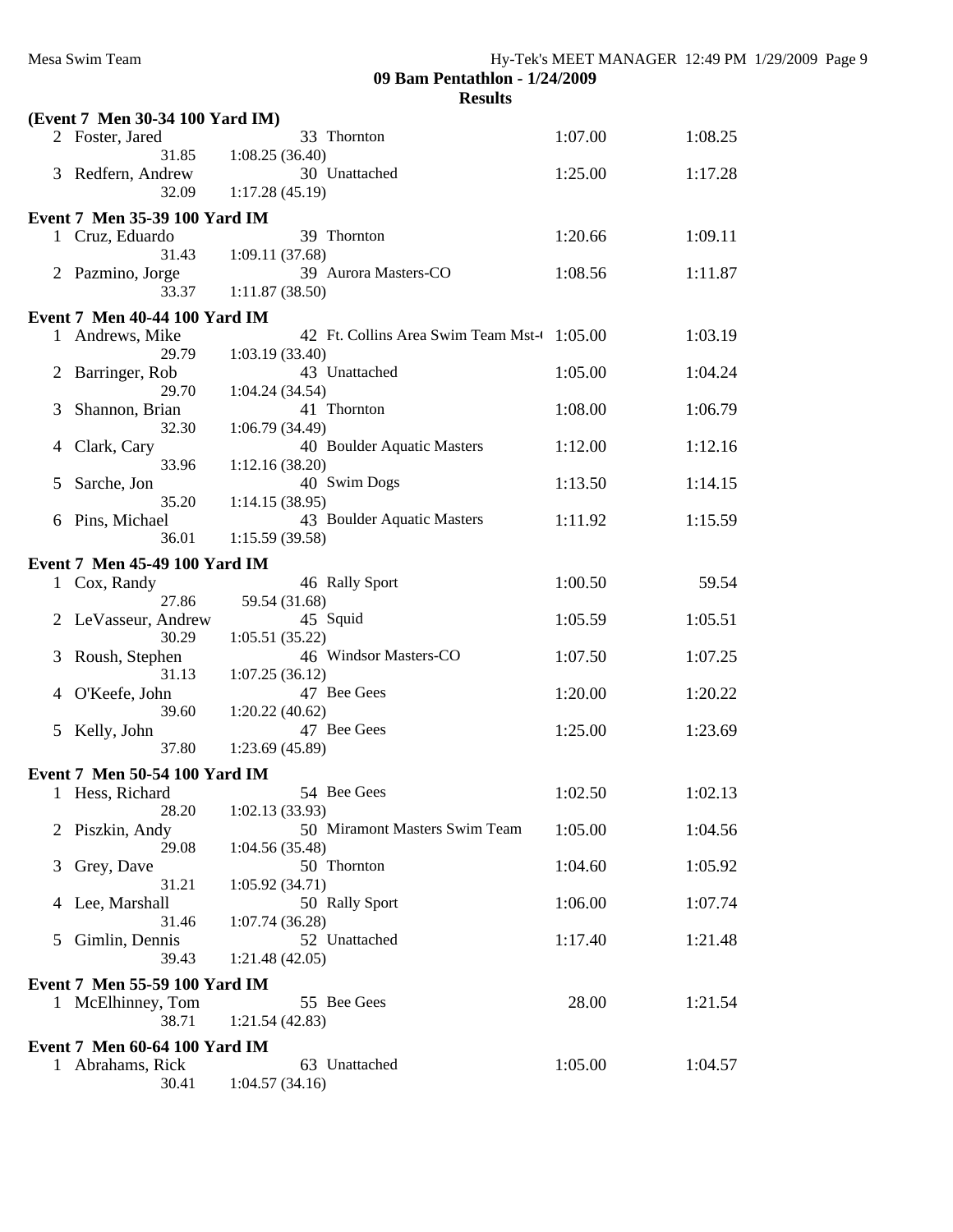## 09 Bam Pentathlon - 1/24/2009

### Results

**(Event 7 Men 30-34 100 Yard IM)**

| | Name | Age | Team | Seed Time | Finals Time |
|---|---|---|---|---|---|
| 2 | Foster, Jared | 33 | Thornton | 1:07.00 | 1:08.25 |
| | 31.85 | 1:08.25 (36.40) | | | |
| 3 | Redfern, Andrew | 30 | Unattached | 1:25.00 | 1:17.28 |
| | 32.09 | 1:17.28 (45.19) | | | |

**Event 7 Men 35-39 100 Yard IM**

| | Name | Age | Team | Seed Time | Finals Time |
|---|---|---|---|---|---|
| 1 | Cruz, Eduardo | 39 | Thornton | 1:20.66 | 1:09.11 |
| | 31.43 | 1:09.11 (37.68) | | | |
| 2 | Pazmino, Jorge | 39 | Aurora Masters-CO | 1:08.56 | 1:11.87 |
| | 33.37 | 1:11.87 (38.50) | | | |

**Event 7 Men 40-44 100 Yard IM**

| | Name | Age | Team | Seed Time | Finals Time |
|---|---|---|---|---|---|
| 1 | Andrews, Mike | 42 | Ft. Collins Area Swim Team Mst-( | 1:05.00 | 1:03.19 |
| | 29.79 | 1:03.19 (33.40) | | | |
| 2 | Barringer, Rob | 43 | Unattached | 1:05.00 | 1:04.24 |
| | 29.70 | 1:04.24 (34.54) | | | |
| 3 | Shannon, Brian | 41 | Thornton | 1:08.00 | 1:06.79 |
| | 32.30 | 1:06.79 (34.49) | | | |
| 4 | Clark, Cary | 40 | Boulder Aquatic Masters | 1:12.00 | 1:12.16 |
| | 33.96 | 1:12.16 (38.20) | | | |
| 5 | Sarche, Jon | 40 | Swim Dogs | 1:13.50 | 1:14.15 |
| | 35.20 | 1:14.15 (38.95) | | | |
| 6 | Pins, Michael | 43 | Boulder Aquatic Masters | 1:11.92 | 1:15.59 |
| | 36.01 | 1:15.59 (39.58) | | | |

**Event 7 Men 45-49 100 Yard IM**

| | Name | Age | Team | Seed Time | Finals Time |
|---|---|---|---|---|---|
| 1 | Cox, Randy | 46 | Rally Sport | 1:00.50 | 59.54 |
| | 27.86 | 59.54 (31.68) | | | |
| 2 | LeVasseur, Andrew | 45 | Squid | 1:05.59 | 1:05.51 |
| | 30.29 | 1:05.51 (35.22) | | | |
| 3 | Roush, Stephen | 46 | Windsor Masters-CO | 1:07.50 | 1:07.25 |
| | 31.13 | 1:07.25 (36.12) | | | |
| 4 | O'Keefe, John | 47 | Bee Gees | 1:20.00 | 1:20.22 |
| | 39.60 | 1:20.22 (40.62) | | | |
| 5 | Kelly, John | 47 | Bee Gees | 1:25.00 | 1:23.69 |
| | 37.80 | 1:23.69 (45.89) | | | |

**Event 7 Men 50-54 100 Yard IM**

| | Name | Age | Team | Seed Time | Finals Time |
|---|---|---|---|---|---|
| 1 | Hess, Richard | 54 | Bee Gees | 1:02.50 | 1:02.13 |
| | 28.20 | 1:02.13 (33.93) | | | |
| 2 | Piszkin, Andy | 50 | Miramont Masters Swim Team | 1:05.00 | 1:04.56 |
| | 29.08 | 1:04.56 (35.48) | | | |
| 3 | Grey, Dave | 50 | Thornton | 1:04.60 | 1:05.92 |
| | 31.21 | 1:05.92 (34.71) | | | |
| 4 | Lee, Marshall | 50 | Rally Sport | 1:06.00 | 1:07.74 |
| | 31.46 | 1:07.74 (36.28) | | | |
| 5 | Gimlin, Dennis | 52 | Unattached | 1:17.40 | 1:21.48 |
| | 39.43 | 1:21.48 (42.05) | | | |

**Event 7 Men 55-59 100 Yard IM**

| | Name | Age | Team | Seed Time | Finals Time |
|---|---|---|---|---|---|
| 1 | McElhinney, Tom | 55 | Bee Gees | 28.00 | 1:21.54 |
| | 38.71 | 1:21.54 (42.83) | | | |

**Event 7 Men 60-64 100 Yard IM**

| | Name | Age | Team | Seed Time | Finals Time |
|---|---|---|---|---|---|
| 1 | Abrahams, Rick | 63 | Unattached | 1:05.00 | 1:04.57 |
| | 30.41 | 1:04.57 (34.16) | | | |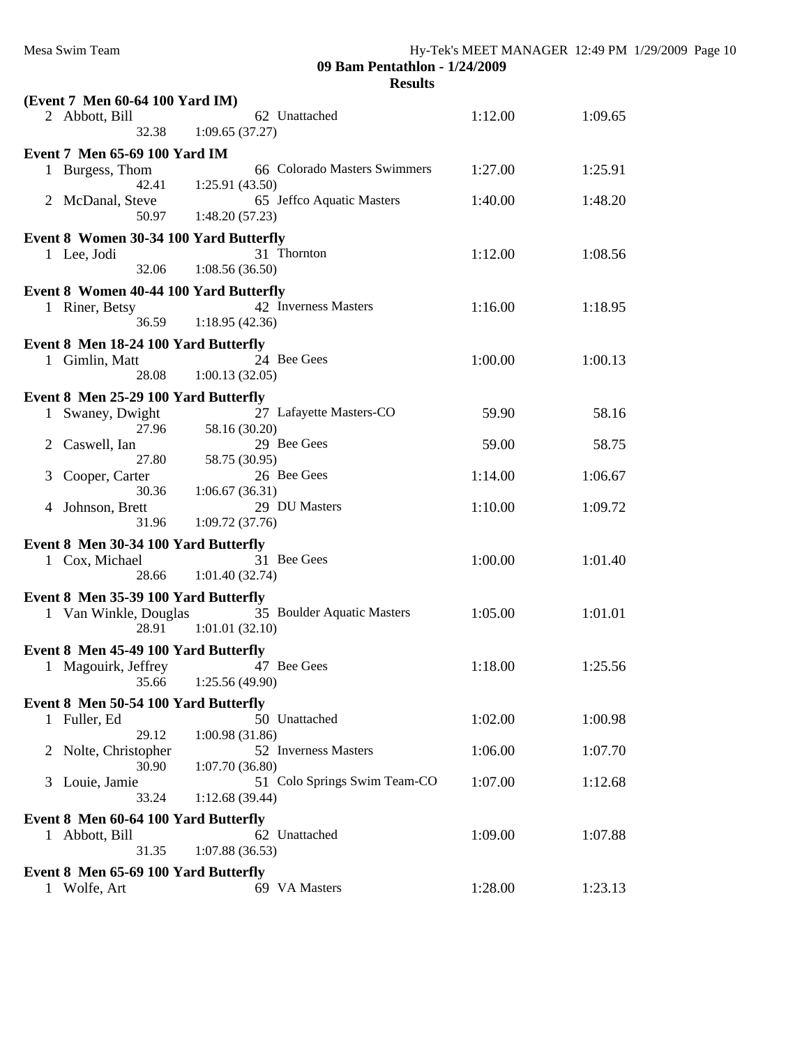**09 Bam Pentathlon - 1/24/2009**

**Results**

**(Event 7 Men 60-64 100 Yard IM)**

| Place | Name | Age | Team | Seed Time | Finals Time |
|---|---|---|---|---|---|
| 2 | Abbott, Bill | 62 | Unattached | 1:12.00 | 1:09.65 |
| | 32.38 1:09.65 (37.27) | | | | |

**Event 7 Men 65-69 100 Yard IM**

| Place | Name | Age | Team | Seed Time | Finals Time |
|---|---|---|---|---|---|
| 1 | Burgess, Thom | 66 | Colorado Masters Swimmers | 1:27.00 | 1:25.91 |
| | 42.41 1:25.91 (43.50) | | | | |
| 2 | McDanal, Steve | 65 | Jeffco Aquatic Masters | 1:40.00 | 1:48.20 |
| | 50.97 1:48.20 (57.23) | | | | |

**Event 8 Women 30-34 100 Yard Butterfly**

| Place | Name | Age | Team | Seed Time | Finals Time |
|---|---|---|---|---|---|
| 1 | Lee, Jodi | 31 | Thornton | 1:12.00 | 1:08.56 |
| | 32.06 1:08.56 (36.50) | | | | |

**Event 8 Women 40-44 100 Yard Butterfly**

| Place | Name | Age | Team | Seed Time | Finals Time |
|---|---|---|---|---|---|
| 1 | Riner, Betsy | 42 | Inverness Masters | 1:16.00 | 1:18.95 |
| | 36.59 1:18.95 (42.36) | | | | |

**Event 8 Men 18-24 100 Yard Butterfly**

| Place | Name | Age | Team | Seed Time | Finals Time |
|---|---|---|---|---|---|
| 1 | Gimlin, Matt | 24 | Bee Gees | 1:00.00 | 1:00.13 |
| | 28.08 1:00.13 (32.05) | | | | |

**Event 8 Men 25-29 100 Yard Butterfly**

| Place | Name | Age | Team | Seed Time | Finals Time |
|---|---|---|---|---|---|
| 1 | Swaney, Dwight | 27 | Lafayette Masters-CO | 59.90 | 58.16 |
| | 27.96 58.16 (30.20) | | | | |
| 2 | Caswell, Ian | 29 | Bee Gees | 59.00 | 58.75 |
| | 27.80 58.75 (30.95) | | | | |
| 3 | Cooper, Carter | 26 | Bee Gees | 1:14.00 | 1:06.67 |
| | 30.36 1:06.67 (36.31) | | | | |
| 4 | Johnson, Brett | 29 | DU Masters | 1:10.00 | 1:09.72 |
| | 31.96 1:09.72 (37.76) | | | | |

**Event 8 Men 30-34 100 Yard Butterfly**

| Place | Name | Age | Team | Seed Time | Finals Time |
|---|---|---|---|---|---|
| 1 | Cox, Michael | 31 | Bee Gees | 1:00.00 | 1:01.40 |
| | 28.66 1:01.40 (32.74) | | | | |

**Event 8 Men 35-39 100 Yard Butterfly**

| Place | Name | Age | Team | Seed Time | Finals Time |
|---|---|---|---|---|---|
| 1 | Van Winkle, Douglas | 35 | Boulder Aquatic Masters | 1:05.00 | 1:01.01 |
| | 28.91 1:01.01 (32.10) | | | | |

**Event 8 Men 45-49 100 Yard Butterfly**

| Place | Name | Age | Team | Seed Time | Finals Time |
|---|---|---|---|---|---|
| 1 | Magouirk, Jeffrey | 47 | Bee Gees | 1:18.00 | 1:25.56 |
| | 35.66 1:25.56 (49.90) | | | | |

**Event 8 Men 50-54 100 Yard Butterfly**

| Place | Name | Age | Team | Seed Time | Finals Time |
|---|---|---|---|---|---|
| 1 | Fuller, Ed | 50 | Unattached | 1:02.00 | 1:00.98 |
| | 29.12 1:00.98 (31.86) | | | | |
| 2 | Nolte, Christopher | 52 | Inverness Masters | 1:06.00 | 1:07.70 |
| | 30.90 1:07.70 (36.80) | | | | |
| 3 | Louie, Jamie | 51 | Colo Springs Swim Team-CO | 1:07.00 | 1:12.68 |
| | 33.24 1:12.68 (39.44) | | | | |

**Event 8 Men 60-64 100 Yard Butterfly**

| Place | Name | Age | Team | Seed Time | Finals Time |
|---|---|---|---|---|---|
| 1 | Abbott, Bill | 62 | Unattached | 1:09.00 | 1:07.88 |
| | 31.35 1:07.88 (36.53) | | | | |

**Event 8 Men 65-69 100 Yard Butterfly**

| Place | Name | Age | Team | Seed Time | Finals Time |
|---|---|---|---|---|---|
| 1 | Wolfe, Art | 69 | VA Masters | 1:28.00 | 1:23.13 |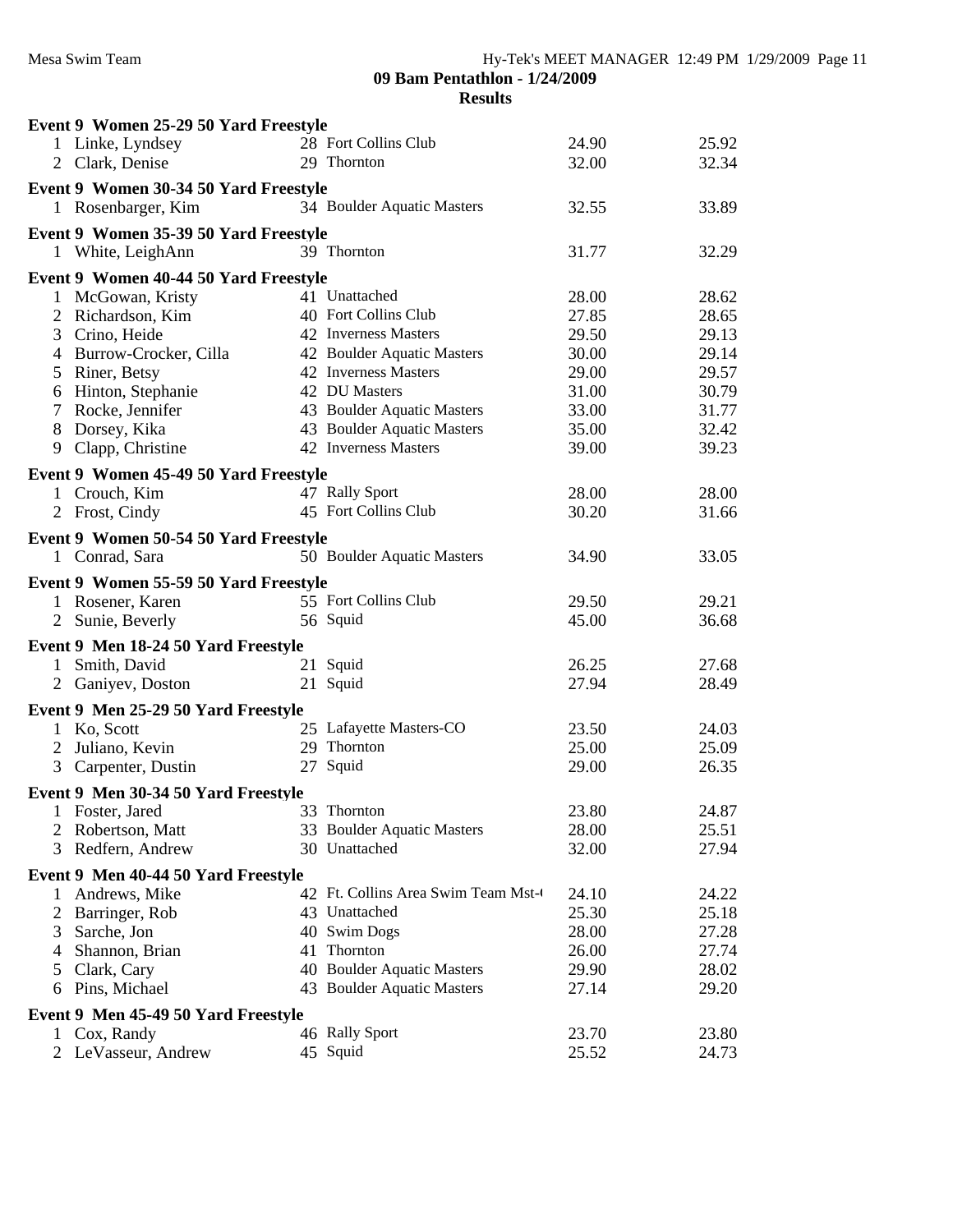# 09 Bam Pentathlon - 1/24/2009

## Results

### Event 9 Women 25-29 50 Yard Freestyle

| | Name | Age | Team | Seed | Finals |
|---|---|---|---|---|---|
| 1 | Linke, Lyndsey | 28 | Fort Collins Club | 24.90 | 25.92 |
| 2 | Clark, Denise | 29 | Thornton | 32.00 | 32.34 |

### Event 9 Women 30-34 50 Yard Freestyle

| | Name | Age | Team | Seed | Finals |
|---|---|---|---|---|---|
| 1 | Rosenbarger, Kim | 34 | Boulder Aquatic Masters | 32.55 | 33.89 |

### Event 9 Women 35-39 50 Yard Freestyle

| | Name | Age | Team | Seed | Finals |
|---|---|---|---|---|---|
| 1 | White, LeighAnn | 39 | Thornton | 31.77 | 32.29 |

### Event 9 Women 40-44 50 Yard Freestyle

| | Name | Age | Team | Seed | Finals |
|---|---|---|---|---|---|
| 1 | McGowan, Kristy | 41 | Unattached | 28.00 | 28.62 |
| 2 | Richardson, Kim | 40 | Fort Collins Club | 27.85 | 28.65 |
| 3 | Crino, Heide | 42 | Inverness Masters | 29.50 | 29.13 |
| 4 | Burrow-Crocker, Cilla | 42 | Boulder Aquatic Masters | 30.00 | 29.14 |
| 5 | Riner, Betsy | 42 | Inverness Masters | 29.00 | 29.57 |
| 6 | Hinton, Stephanie | 42 | DU Masters | 31.00 | 30.79 |
| 7 | Rocke, Jennifer | 43 | Boulder Aquatic Masters | 33.00 | 31.77 |
| 8 | Dorsey, Kika | 43 | Boulder Aquatic Masters | 35.00 | 32.42 |
| 9 | Clapp, Christine | 42 | Inverness Masters | 39.00 | 39.23 |

### Event 9 Women 45-49 50 Yard Freestyle

| | Name | Age | Team | Seed | Finals |
|---|---|---|---|---|---|
| 1 | Crouch, Kim | 47 | Rally Sport | 28.00 | 28.00 |
| 2 | Frost, Cindy | 45 | Fort Collins Club | 30.20 | 31.66 |

### Event 9 Women 50-54 50 Yard Freestyle

| | Name | Age | Team | Seed | Finals |
|---|---|---|---|---|---|
| 1 | Conrad, Sara | 50 | Boulder Aquatic Masters | 34.90 | 33.05 |

### Event 9 Women 55-59 50 Yard Freestyle

| | Name | Age | Team | Seed | Finals |
|---|---|---|---|---|---|
| 1 | Rosener, Karen | 55 | Fort Collins Club | 29.50 | 29.21 |
| 2 | Sunie, Beverly | 56 | Squid | 45.00 | 36.68 |

### Event 9 Men 18-24 50 Yard Freestyle

| | Name | Age | Team | Seed | Finals |
|---|---|---|---|---|---|
| 1 | Smith, David | 21 | Squid | 26.25 | 27.68 |
| 2 | Ganiyev, Doston | 21 | Squid | 27.94 | 28.49 |

### Event 9 Men 25-29 50 Yard Freestyle

| | Name | Age | Team | Seed | Finals |
|---|---|---|---|---|---|
| 1 | Ko, Scott | 25 | Lafayette Masters-CO | 23.50 | 24.03 |
| 2 | Juliano, Kevin | 29 | Thornton | 25.00 | 25.09 |
| 3 | Carpenter, Dustin | 27 | Squid | 29.00 | 26.35 |

### Event 9 Men 30-34 50 Yard Freestyle

| | Name | Age | Team | Seed | Finals |
|---|---|---|---|---|---|
| 1 | Foster, Jared | 33 | Thornton | 23.80 | 24.87 |
| 2 | Robertson, Matt | 33 | Boulder Aquatic Masters | 28.00 | 25.51 |
| 3 | Redfern, Andrew | 30 | Unattached | 32.00 | 27.94 |

### Event 9 Men 40-44 50 Yard Freestyle

| | Name | Age | Team | Seed | Finals |
|---|---|---|---|---|---|
| 1 | Andrews, Mike | 42 | Ft. Collins Area Swim Team Mst-( | 24.10 | 24.22 |
| 2 | Barringer, Rob | 43 | Unattached | 25.30 | 25.18 |
| 3 | Sarche, Jon | 40 | Swim Dogs | 28.00 | 27.28 |
| 4 | Shannon, Brian | 41 | Thornton | 26.00 | 27.74 |
| 5 | Clark, Cary | 40 | Boulder Aquatic Masters | 29.90 | 28.02 |
| 6 | Pins, Michael | 43 | Boulder Aquatic Masters | 27.14 | 29.20 |

### Event 9 Men 45-49 50 Yard Freestyle

| | Name | Age | Team | Seed | Finals |
|---|---|---|---|---|---|
| 1 | Cox, Randy | 46 | Rally Sport | 23.70 | 23.80 |
| 2 | LeVasseur, Andrew | 45 | Squid | 25.52 | 24.73 |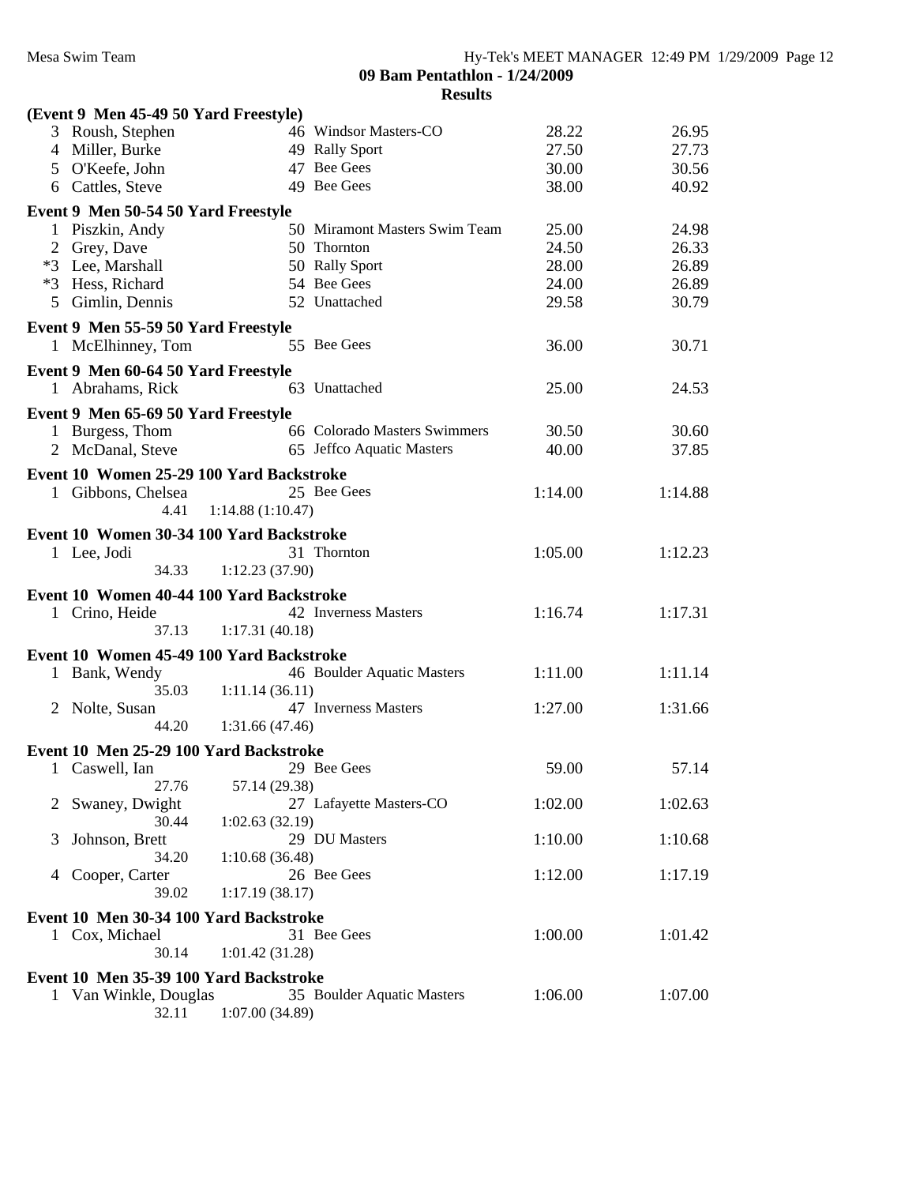## 09 Bam Pentathlon - 1/24/2009

### Results

**(Event 9 Men 45-49 50 Yard Freestyle)**

| Place | Name | Age | Team | Seed Time | Finals Time |
|---|---|---|---|---|---|
| 3 | Roush, Stephen | 46 | Windsor Masters-CO | 28.22 | 26.95 |
| 4 | Miller, Burke | 49 | Rally Sport | 27.50 | 27.73 |
| 5 | O'Keefe, John | 47 | Bee Gees | 30.00 | 30.56 |
| 6 | Cattles, Steve | 49 | Bee Gees | 38.00 | 40.92 |

**Event 9 Men 50-54 50 Yard Freestyle**

| Place | Name | Age | Team | Seed Time | Finals Time |
|---|---|---|---|---|---|
| 1 | Piszkin, Andy | 50 | Miramont Masters Swim Team | 25.00 | 24.98 |
| 2 | Grey, Dave | 50 | Thornton | 24.50 | 26.33 |
| *3 | Lee, Marshall | 50 | Rally Sport | 28.00 | 26.89 |
| *3 | Hess, Richard | 54 | Bee Gees | 24.00 | 26.89 |
| 5 | Gimlin, Dennis | 52 | Unattached | 29.58 | 30.79 |

**Event 9 Men 55-59 50 Yard Freestyle**

| Place | Name | Age | Team | Seed Time | Finals Time |
|---|---|---|---|---|---|
| 1 | McElhinney, Tom | 55 | Bee Gees | 36.00 | 30.71 |

**Event 9 Men 60-64 50 Yard Freestyle**

| Place | Name | Age | Team | Seed Time | Finals Time |
|---|---|---|---|---|---|
| 1 | Abrahams, Rick | 63 | Unattached | 25.00 | 24.53 |

**Event 9 Men 65-69 50 Yard Freestyle**

| Place | Name | Age | Team | Seed Time | Finals Time |
|---|---|---|---|---|---|
| 1 | Burgess, Thom | 66 | Colorado Masters Swimmers | 30.50 | 30.60 |
| 2 | McDanal, Steve | 65 | Jeffco Aquatic Masters | 40.00 | 37.85 |

**Event 10 Women 25-29 100 Yard Backstroke**

| Place | Name | Age | Team | Seed Time | Finals Time |
|---|---|---|---|---|---|
| 1 | Gibbons, Chelsea | 25 | Bee Gees | 1:14.00 | 1:14.88 |
| | 4.41 | 1:14.88 (1:10.47) | | | |

**Event 10 Women 30-34 100 Yard Backstroke**

| Place | Name | Age | Team | Seed Time | Finals Time |
|---|---|---|---|---|---|
| 1 | Lee, Jodi | 31 | Thornton | 1:05.00 | 1:12.23 |
| | 34.33 | 1:12.23 (37.90) | | | |

**Event 10 Women 40-44 100 Yard Backstroke**

| Place | Name | Age | Team | Seed Time | Finals Time |
|---|---|---|---|---|---|
| 1 | Crino, Heide | 42 | Inverness Masters | 1:16.74 | 1:17.31 |
| | 37.13 | 1:17.31 (40.18) | | | |

**Event 10 Women 45-49 100 Yard Backstroke**

| Place | Name | Age | Team | Seed Time | Finals Time |
|---|---|---|---|---|---|
| 1 | Bank, Wendy | 46 | Boulder Aquatic Masters | 1:11.00 | 1:11.14 |
| | 35.03 | 1:11.14 (36.11) | | | |
| 2 | Nolte, Susan | 47 | Inverness Masters | 1:27.00 | 1:31.66 |
| | 44.20 | 1:31.66 (47.46) | | | |

**Event 10 Men 25-29 100 Yard Backstroke**

| Place | Name | Age | Team | Seed Time | Finals Time |
|---|---|---|---|---|---|
| 1 | Caswell, Ian | 29 | Bee Gees | 59.00 | 57.14 |
| | 27.76 | 57.14 (29.38) | | | |
| 2 | Swaney, Dwight | 27 | Lafayette Masters-CO | 1:02.00 | 1:02.63 |
| | 30.44 | 1:02.63 (32.19) | | | |
| 3 | Johnson, Brett | 29 | DU Masters | 1:10.00 | 1:10.68 |
| | 34.20 | 1:10.68 (36.48) | | | |
| 4 | Cooper, Carter | 26 | Bee Gees | 1:12.00 | 1:17.19 |
| | 39.02 | 1:17.19 (38.17) | | | |

**Event 10 Men 30-34 100 Yard Backstroke**

| Place | Name | Age | Team | Seed Time | Finals Time |
|---|---|---|---|---|---|
| 1 | Cox, Michael | 31 | Bee Gees | 1:00.00 | 1:01.42 |
| | 30.14 | 1:01.42 (31.28) | | | |

**Event 10 Men 35-39 100 Yard Backstroke**

| Place | Name | Age | Team | Seed Time | Finals Time |
|---|---|---|---|---|---|
| 1 | Van Winkle, Douglas | 35 | Boulder Aquatic Masters | 1:06.00 | 1:07.00 |
| | 32.11 | 1:07.00 (34.89) | | | |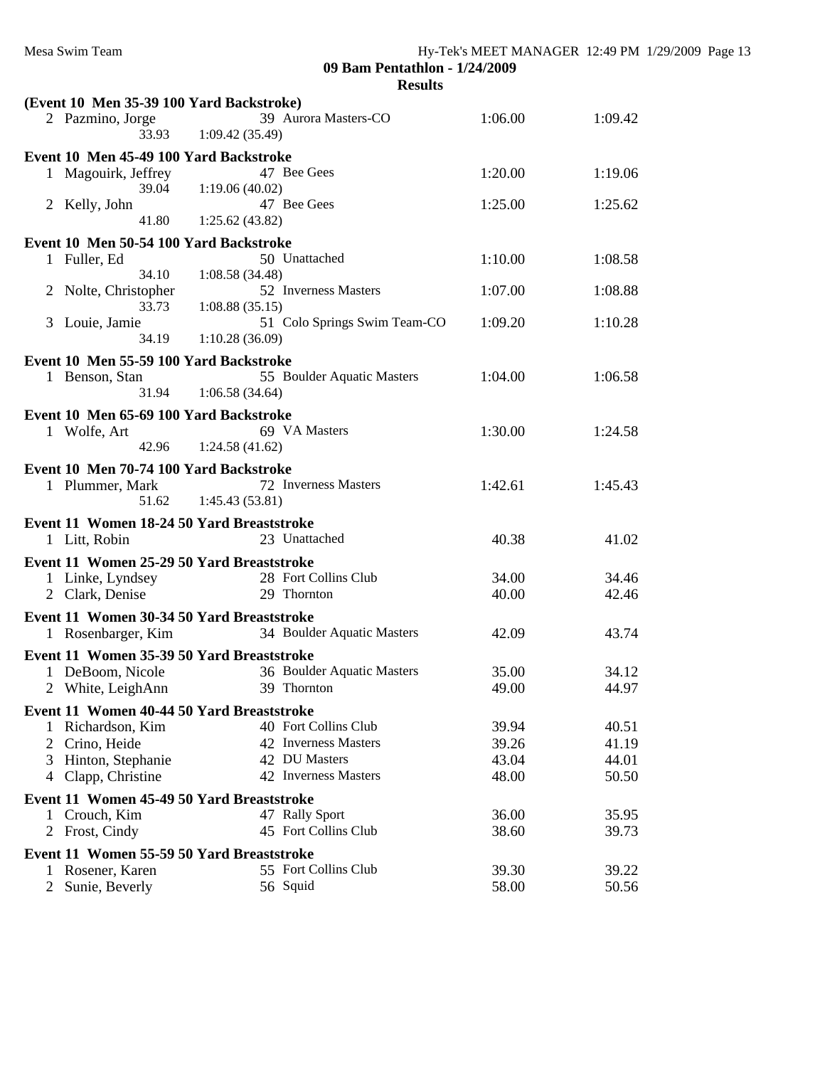## 09 Bam Pentathlon - 1/24/2009

### Results

**(Event 10 Men 35-39 100 Yard Backstroke)**

| Place | Name | Age | Team | Seed Time | Finals Time |
|---|---|---|---|---|---|
| 2 | Pazmino, Jorge | 39 | Aurora Masters-CO | 1:06.00 | 1:09.42 |
| | 33.93 1:09.42 (35.49) | | | | |

**Event 10 Men 45-49 100 Yard Backstroke**

| Place | Name | Age | Team | Seed Time | Finals Time |
|---|---|---|---|---|---|
| 1 | Magouirk, Jeffrey | 47 | Bee Gees | 1:20.00 | 1:19.06 |
| | 39.04 1:19.06 (40.02) | | | | |
| 2 | Kelly, John | 47 | Bee Gees | 1:25.00 | 1:25.62 |
| | 41.80 1:25.62 (43.82) | | | | |

**Event 10 Men 50-54 100 Yard Backstroke**

| Place | Name | Age | Team | Seed Time | Finals Time |
|---|---|---|---|---|---|
| 1 | Fuller, Ed | 50 | Unattached | 1:10.00 | 1:08.58 |
| | 34.10 1:08.58 (34.48) | | | | |
| 2 | Nolte, Christopher | 52 | Inverness Masters | 1:07.00 | 1:08.88 |
| | 33.73 1:08.88 (35.15) | | | | |
| 3 | Louie, Jamie | 51 | Colo Springs Swim Team-CO | 1:09.20 | 1:10.28 |
| | 34.19 1:10.28 (36.09) | | | | |

**Event 10 Men 55-59 100 Yard Backstroke**

| Place | Name | Age | Team | Seed Time | Finals Time |
|---|---|---|---|---|---|
| 1 | Benson, Stan | 55 | Boulder Aquatic Masters | 1:04.00 | 1:06.58 |
| | 31.94 1:06.58 (34.64) | | | | |

**Event 10 Men 65-69 100 Yard Backstroke**

| Place | Name | Age | Team | Seed Time | Finals Time |
|---|---|---|---|---|---|
| 1 | Wolfe, Art | 69 | VA Masters | 1:30.00 | 1:24.58 |
| | 42.96 1:24.58 (41.62) | | | | |

**Event 10 Men 70-74 100 Yard Backstroke**

| Place | Name | Age | Team | Seed Time | Finals Time |
|---|---|---|---|---|---|
| 1 | Plummer, Mark | 72 | Inverness Masters | 1:42.61 | 1:45.43 |
| | 51.62 1:45.43 (53.81) | | | | |

**Event 11 Women 18-24 50 Yard Breaststroke**

| Place | Name | Age | Team | Seed Time | Finals Time |
|---|---|---|---|---|---|
| 1 | Litt, Robin | 23 | Unattached | 40.38 | 41.02 |

**Event 11 Women 25-29 50 Yard Breaststroke**

| Place | Name | Age | Team | Seed Time | Finals Time |
|---|---|---|---|---|---|
| 1 | Linke, Lyndsey | 28 | Fort Collins Club | 34.00 | 34.46 |
| 2 | Clark, Denise | 29 | Thornton | 40.00 | 42.46 |

**Event 11 Women 30-34 50 Yard Breaststroke**

| Place | Name | Age | Team | Seed Time | Finals Time |
|---|---|---|---|---|---|
| 1 | Rosenbarger, Kim | 34 | Boulder Aquatic Masters | 42.09 | 43.74 |

**Event 11 Women 35-39 50 Yard Breaststroke**

| Place | Name | Age | Team | Seed Time | Finals Time |
|---|---|---|---|---|---|
| 1 | DeBoom, Nicole | 36 | Boulder Aquatic Masters | 35.00 | 34.12 |
| 2 | White, LeighAnn | 39 | Thornton | 49.00 | 44.97 |

**Event 11 Women 40-44 50 Yard Breaststroke**

| Place | Name | Age | Team | Seed Time | Finals Time |
|---|---|---|---|---|---|
| 1 | Richardson, Kim | 40 | Fort Collins Club | 39.94 | 40.51 |
| 2 | Crino, Heide | 42 | Inverness Masters | 39.26 | 41.19 |
| 3 | Hinton, Stephanie | 42 | DU Masters | 43.04 | 44.01 |
| 4 | Clapp, Christine | 42 | Inverness Masters | 48.00 | 50.50 |

**Event 11 Women 45-49 50 Yard Breaststroke**

| Place | Name | Age | Team | Seed Time | Finals Time |
|---|---|---|---|---|---|
| 1 | Crouch, Kim | 47 | Rally Sport | 36.00 | 35.95 |
| 2 | Frost, Cindy | 45 | Fort Collins Club | 38.60 | 39.73 |

**Event 11 Women 55-59 50 Yard Breaststroke**

| Place | Name | Age | Team | Seed Time | Finals Time |
|---|---|---|---|---|---|
| 1 | Rosener, Karen | 55 | Fort Collins Club | 39.30 | 39.22 |
| 2 | Sunie, Beverly | 56 | Squid | 58.00 | 50.56 |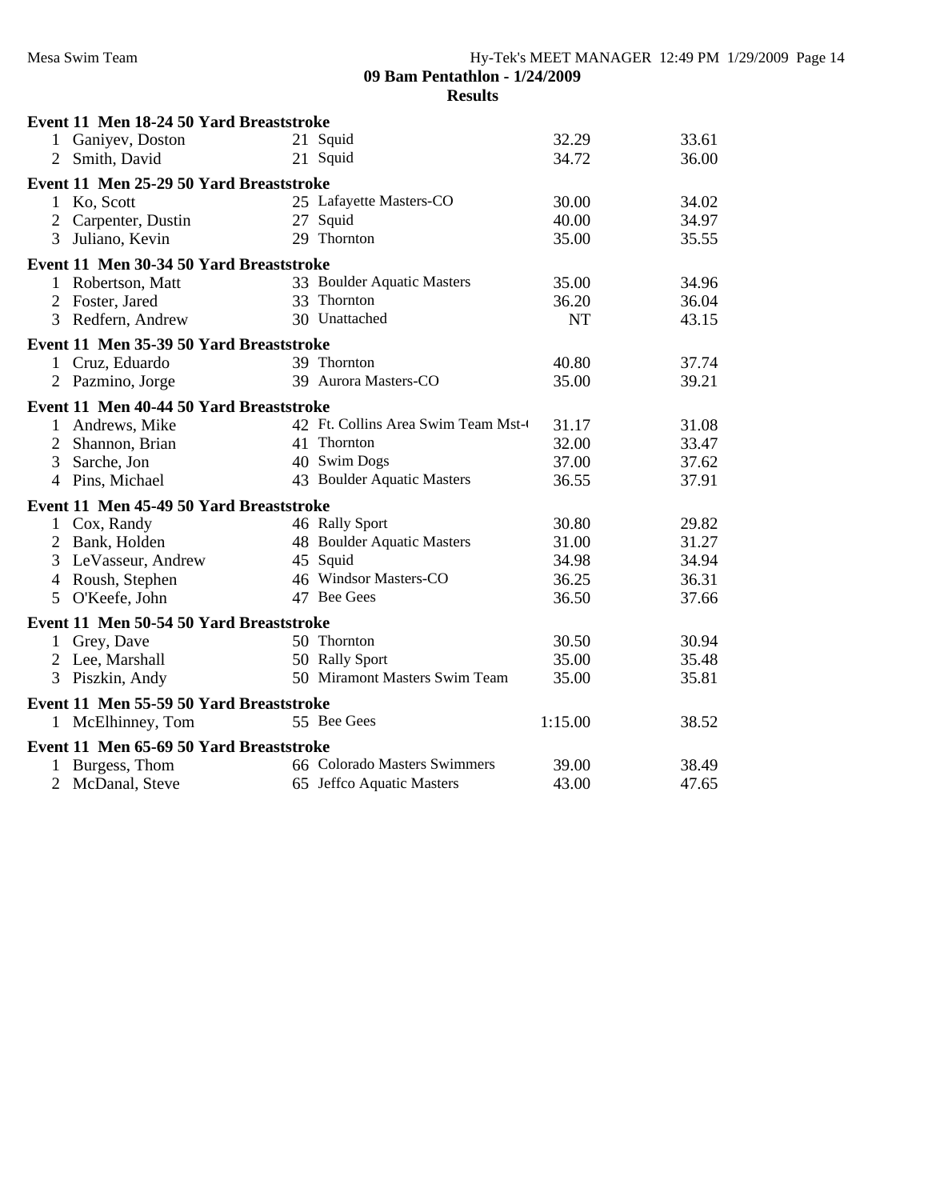## 09 Bam Pentathlon - 1/24/2009

### Results

**Event 11 Men 18-24 50 Yard Breaststroke**

| | | | | | |
|---|---|---|---|---|---|
| 1 | Ganiyev, Doston | 21 | Squid | 32.29 | 33.61 |
| 2 | Smith, David | 21 | Squid | 34.72 | 36.00 |

**Event 11 Men 25-29 50 Yard Breaststroke**

| | | | | | |
|---|---|---|---|---|---|
| 1 | Ko, Scott | 25 | Lafayette Masters-CO | 30.00 | 34.02 |
| 2 | Carpenter, Dustin | 27 | Squid | 40.00 | 34.97 |
| 3 | Juliano, Kevin | 29 | Thornton | 35.00 | 35.55 |

**Event 11 Men 30-34 50 Yard Breaststroke**

| | | | | | |
|---|---|---|---|---|---|
| 1 | Robertson, Matt | 33 | Boulder Aquatic Masters | 35.00 | 34.96 |
| 2 | Foster, Jared | 33 | Thornton | 36.20 | 36.04 |
| 3 | Redfern, Andrew | 30 | Unattached | NT | 43.15 |

**Event 11 Men 35-39 50 Yard Breaststroke**

| | | | | | |
|---|---|---|---|---|---|
| 1 | Cruz, Eduardo | 39 | Thornton | 40.80 | 37.74 |
| 2 | Pazmino, Jorge | 39 | Aurora Masters-CO | 35.00 | 39.21 |

**Event 11 Men 40-44 50 Yard Breaststroke**

| | | | | | |
|---|---|---|---|---|---|
| 1 | Andrews, Mike | 42 | Ft. Collins Area Swim Team Mst-( | 31.17 | 31.08 |
| 2 | Shannon, Brian | 41 | Thornton | 32.00 | 33.47 |
| 3 | Sarche, Jon | 40 | Swim Dogs | 37.00 | 37.62 |
| 4 | Pins, Michael | 43 | Boulder Aquatic Masters | 36.55 | 37.91 |

**Event 11 Men 45-49 50 Yard Breaststroke**

| | | | | | |
|---|---|---|---|---|---|
| 1 | Cox, Randy | 46 | Rally Sport | 30.80 | 29.82 |
| 2 | Bank, Holden | 48 | Boulder Aquatic Masters | 31.00 | 31.27 |
| 3 | LeVasseur, Andrew | 45 | Squid | 34.98 | 34.94 |
| 4 | Roush, Stephen | 46 | Windsor Masters-CO | 36.25 | 36.31 |
| 5 | O'Keefe, John | 47 | Bee Gees | 36.50 | 37.66 |

**Event 11 Men 50-54 50 Yard Breaststroke**

| | | | | | |
|---|---|---|---|---|---|
| 1 | Grey, Dave | 50 | Thornton | 30.50 | 30.94 |
| 2 | Lee, Marshall | 50 | Rally Sport | 35.00 | 35.48 |
| 3 | Piszkin, Andy | 50 | Miramont Masters Swim Team | 35.00 | 35.81 |

**Event 11 Men 55-59 50 Yard Breaststroke**

| | | | | | |
|---|---|---|---|---|---|
| 1 | McElhinney, Tom | 55 | Bee Gees | 1:15.00 | 38.52 |

**Event 11 Men 65-69 50 Yard Breaststroke**

| | | | | | |
|---|---|---|---|---|---|
| 1 | Burgess, Thom | 66 | Colorado Masters Swimmers | 39.00 | 38.49 |
| 2 | McDanal, Steve | 65 | Jeffco Aquatic Masters | 43.00 | 47.65 |